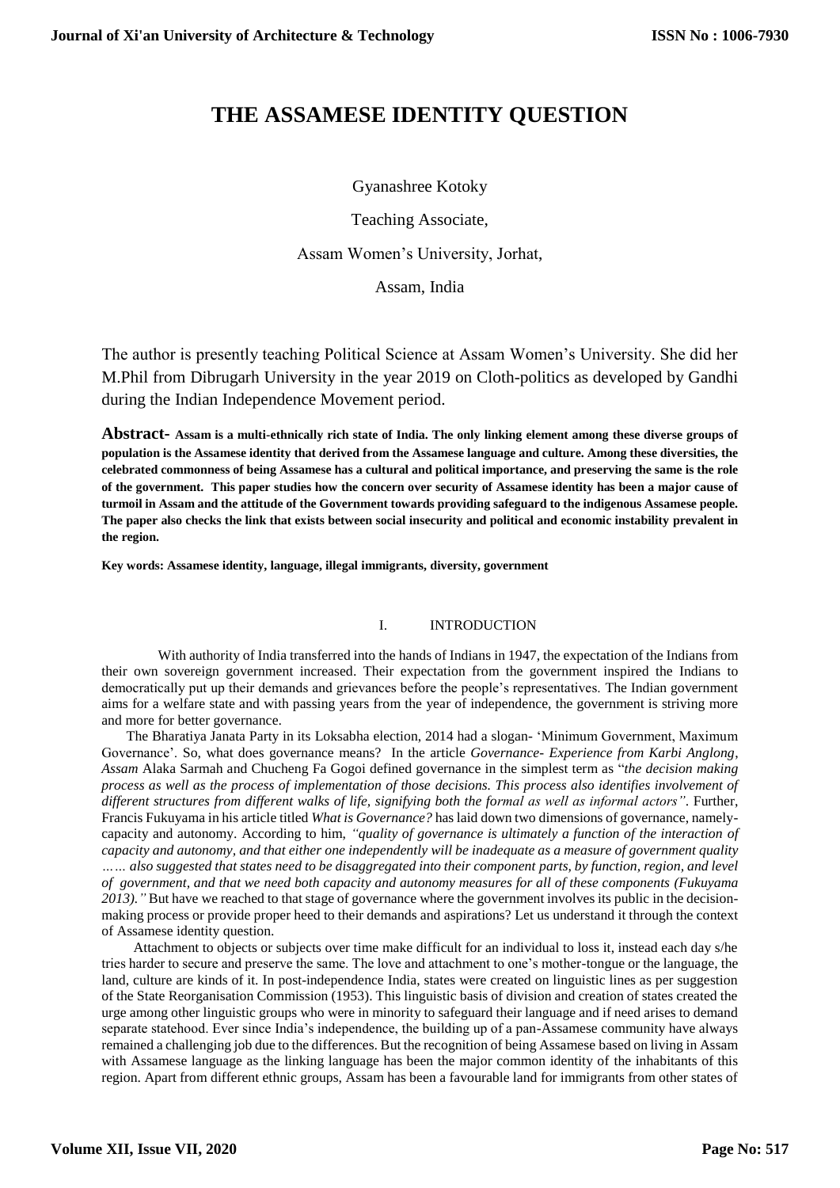# THE ASSAMESE IDENTITY QUESTION

Gyanashree Kotoky

Teaching Associate,

Assam Women's University, Jorhat,

Assam, India

The author is presently teaching Political Science at Assam Women's University. She did her M.Phil from Dibrugarh University in the year 2019 on Cloth-politics as developed by Gandhi during the Indian Independence Movement period.

**Abstract- Assam is a multi-ethnically rich state of India. The only linking element among these diverse groups of population is the Assamese identity that derived from the Assamese language and culture. Among these diversities, the celebrated commonness of being Assamese has a cultural and political importance, and preserving the same is the role of the government. This paper studies how the concern over security of Assamese identity has been a major cause of turmoil in Assam and the attitude of the Government towards providing safeguard to the indigenous Assamese people. The paper also checks the link that exists between social insecurity and political and economic instability prevalent in the region.**

**Key words: Assamese identity, language, illegal immigrants, diversity, government**

## I. INTRODUCTION

With authority of India transferred into the hands of Indians in 1947, the expectation of the Indians from their own sovereign government increased. Their expectation from the government inspired the Indians to democratically put up their demands and grievances before the people's representatives. The Indian government aims for a welfare state and with passing years from the year of independence, the government is striving more and more for better governance.

The Bharatiya Janata Party in its Loksabha election, 2014 had a slogan- 'Minimum Government, Maximum Governance'. So, what does governance means? In the article *Governance- Experience from Karbi Anglong, Assam* Alaka Sarmah and Chucheng Fa Gogoi defined governance in the simplest term as "*the decision making process as well as the process of implementation of those decisions. This process also identifies involvement of different structures from different walks of life, signifying both the formal as well as informal actors"*. Further, Francis Fukuyama in his article titled *What is Governance?* has laid down two dimensions of governance, namely- capacity and autonomy. According to him, *"quality of governance is ultimately a function of the interaction of capacity and autonomy, and that either one independently will be inadequate as a measure of government quality …… also suggested that states need to be disaggregated into their component parts, by function, region, and level of government, and that we need both capacity and autonomy measures for all of these components (Fukuyama 2013)."* But have we reached to that stage of governance where the government involves its public in the decision-making process or provide proper heed to their demands and aspirations? Let us understand it through the context of Assamese identity question.

Attachment to objects or subjects over time make difficult for an individual to loss it, instead each day s/he tries harder to secure and preserve the same. The love and attachment to one's mother-tongue or the language, the land, culture are kinds of it. In post-independence India, states were created on linguistic lines as per suggestion of the State Reorganisation Commission (1953). This linguistic basis of division and creation of states created the urge among other linguistic groups who were in minority to safeguard their language and if need arises to demand separate statehood. Ever since India's independence, the building up of a pan-Assamese community have always remained a challenging job due to the differences. But the recognition of being Assamese based on living in Assam with Assamese language as the linking language has been the major common identity of the inhabitants of this region. Apart from different ethnic groups, Assam has been a favourable land for immigrants from other states of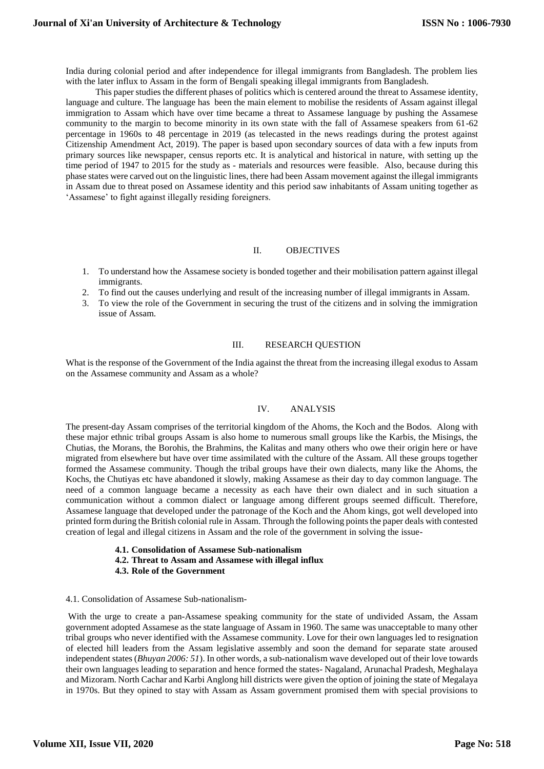India during colonial period and after independence for illegal immigrants from Bangladesh. The problem lies with the later influx to Assam in the form of Bengali speaking illegal immigrants from Bangladesh.

This paper studies the different phases of politics which is centered around the threat to Assamese identity, language and culture. The language has been the main element to mobilise the residents of Assam against illegal immigration to Assam which have over time became a threat to Assamese language by pushing the Assamese community to the margin to become minority in its own state with the fall of Assamese speakers from 61-62 percentage in 1960s to 48 percentage in 2019 (as telecasted in the news readings during the protest against Citizenship Amendment Act, 2019). The paper is based upon secondary sources of data with a few inputs from primary sources like newspaper, census reports etc. It is analytical and historical in nature, with setting up the time period of 1947 to 2015 for the study as - materials and resources were feasible. Also, because during this phase states were carved out on the linguistic lines, there had been Assam movement against the illegal immigrants in Assam due to threat posed on Assamese identity and this period saw inhabitants of Assam uniting together as 'Assamese' to fight against illegally residing foreigners.

## II. OBJECTIVES

1. To understand how the Assamese society is bonded together and their mobilisation pattern against illegal immigrants.
2. To find out the causes underlying and result of the increasing number of illegal immigrants in Assam.
3. To view the role of the Government in securing the trust of the citizens and in solving the immigration issue of Assam.

## III. RESEARCH QUESTION

What is the response of the Government of the India against the threat from the increasing illegal exodus to Assam on the Assamese community and Assam as a whole?

## IV. ANALYSIS

The present-day Assam comprises of the territorial kingdom of the Ahoms, the Koch and the Bodos. Along with these major ethnic tribal groups Assam is also home to numerous small groups like the Karbis, the Misings, the Chutias, the Morans, the Borohis, the Brahmins, the Kalitas and many others who owe their origin here or have migrated from elsewhere but have over time assimilated with the culture of the Assam. All these groups together formed the Assamese community. Though the tribal groups have their own dialects, many like the Ahoms, the Kochs, the Chutiyas etc have abandoned it slowly, making Assamese as their day to day common language. The need of a common language became a necessity as each have their own dialect and in such situation a communication without a common dialect or language among different groups seemed difficult. Therefore, Assamese language that developed under the patronage of the Koch and the Ahom kings, got well developed into printed form during the British colonial rule in Assam. Through the following points the paper deals with contested creation of legal and illegal citizens in Assam and the role of the government in solving the issue-

**4.1. Consolidation of Assamese Sub-nationalism**
**4.2. Threat to Assam and Assamese with illegal influx**
**4.3. Role of the Government**

### 4.1. Consolidation of Assamese Sub-nationalism-

With the urge to create a pan-Assamese speaking community for the state of undivided Assam, the Assam government adopted Assamese as the state language of Assam in 1960. The same was unacceptable to many other tribal groups who never identified with the Assamese community. Love for their own languages led to resignation of elected hill leaders from the Assam legislative assembly and soon the demand for separate state aroused independent states (*Bhuyan 2006: 51*). In other words, a sub-nationalism wave developed out of their love towards their own languages leading to separation and hence formed the states- Nagaland, Arunachal Pradesh, Meghalaya and Mizoram. North Cachar and Karbi Anglong hill districts were given the option of joining the state of Megalaya in 1970s. But they opined to stay with Assam as Assam government promised them with special provisions to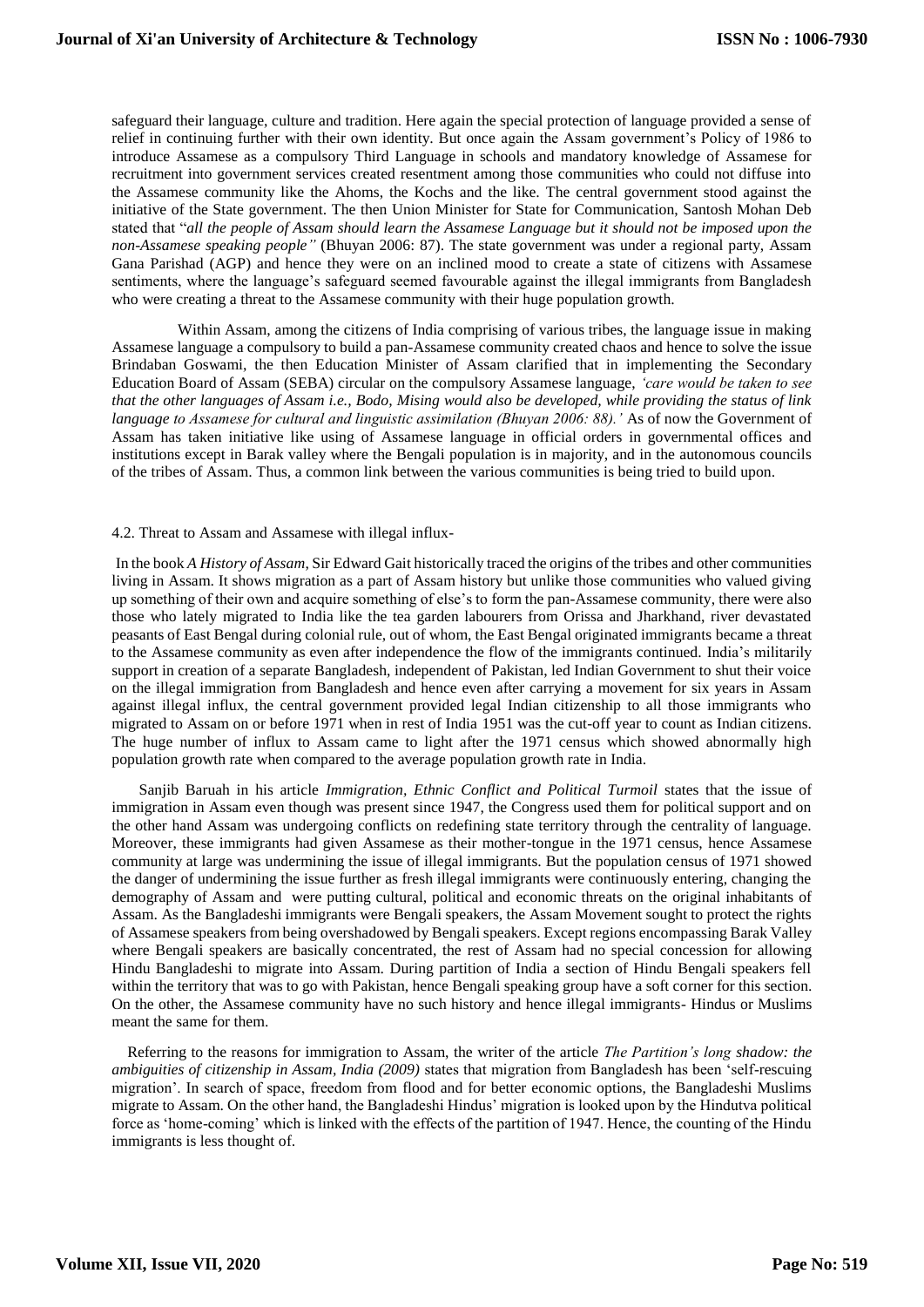safeguard their language, culture and tradition. Here again the special protection of language provided a sense of relief in continuing further with their own identity. But once again the Assam government's Policy of 1986 to introduce Assamese as a compulsory Third Language in schools and mandatory knowledge of Assamese for recruitment into government services created resentment among those communities who could not diffuse into the Assamese community like the Ahoms, the Kochs and the like. The central government stood against the initiative of the State government. The then Union Minister for State for Communication, Santosh Mohan Deb stated that "*all the people of Assam should learn the Assamese Language but it should not be imposed upon the non-Assamese speaking people"* (Bhuyan 2006: 87). The state government was under a regional party, Assam Gana Parishad (AGP) and hence they were on an inclined mood to create a state of citizens with Assamese sentiments, where the language's safeguard seemed favourable against the illegal immigrants from Bangladesh who were creating a threat to the Assamese community with their huge population growth.

Within Assam, among the citizens of India comprising of various tribes, the language issue in making Assamese language a compulsory to build a pan-Assamese community created chaos and hence to solve the issue Brindaban Goswami, the then Education Minister of Assam clarified that in implementing the Secondary Education Board of Assam (SEBA) circular on the compulsory Assamese language, *'care would be taken to see that the other languages of Assam i.e., Bodo, Mising would also be developed, while providing the status of link language to Assamese for cultural and linguistic assimilation (Bhuyan 2006: 88).'* As of now the Government of Assam has taken initiative like using of Assamese language in official orders in governmental offices and institutions except in Barak valley where the Bengali population is in majority, and in the autonomous councils of the tribes of Assam. Thus, a common link between the various communities is being tried to build upon.

4.2. Threat to Assam and Assamese with illegal influx-

In the book *A History of Assam,* Sir Edward Gait historically traced the origins of the tribes and other communities living in Assam. It shows migration as a part of Assam history but unlike those communities who valued giving up something of their own and acquire something of else's to form the pan-Assamese community, there were also those who lately migrated to India like the tea garden labourers from Orissa and Jharkhand, river devastated peasants of East Bengal during colonial rule, out of whom, the East Bengal originated immigrants became a threat to the Assamese community as even after independence the flow of the immigrants continued. India's militarily support in creation of a separate Bangladesh, independent of Pakistan, led Indian Government to shut their voice on the illegal immigration from Bangladesh and hence even after carrying a movement for six years in Assam against illegal influx, the central government provided legal Indian citizenship to all those immigrants who migrated to Assam on or before 1971 when in rest of India 1951 was the cut-off year to count as Indian citizens. The huge number of influx to Assam came to light after the 1971 census which showed abnormally high population growth rate when compared to the average population growth rate in India.

Sanjib Baruah in his article *Immigration, Ethnic Conflict and Political Turmoil* states that the issue of immigration in Assam even though was present since 1947, the Congress used them for political support and on the other hand Assam was undergoing conflicts on redefining state territory through the centrality of language. Moreover, these immigrants had given Assamese as their mother-tongue in the 1971 census, hence Assamese community at large was undermining the issue of illegal immigrants. But the population census of 1971 showed the danger of undermining the issue further as fresh illegal immigrants were continuously entering, changing the demography of Assam and were putting cultural, political and economic threats on the original inhabitants of Assam. As the Bangladeshi immigrants were Bengali speakers, the Assam Movement sought to protect the rights of Assamese speakers from being overshadowed by Bengali speakers. Except regions encompassing Barak Valley where Bengali speakers are basically concentrated, the rest of Assam had no special concession for allowing Hindu Bangladeshi to migrate into Assam. During partition of India a section of Hindu Bengali speakers fell within the territory that was to go with Pakistan, hence Bengali speaking group have a soft corner for this section. On the other, the Assamese community have no such history and hence illegal immigrants- Hindus or Muslims meant the same for them.

Referring to the reasons for immigration to Assam, the writer of the article *The Partition's long shadow: the ambiguities of citizenship in Assam, India (2009)* states that migration from Bangladesh has been 'self-rescuing migration'. In search of space, freedom from flood and for better economic options, the Bangladeshi Muslims migrate to Assam. On the other hand, the Bangladeshi Hindus' migration is looked upon by the Hindutva political force as 'home-coming' which is linked with the effects of the partition of 1947. Hence, the counting of the Hindu immigrants is less thought of.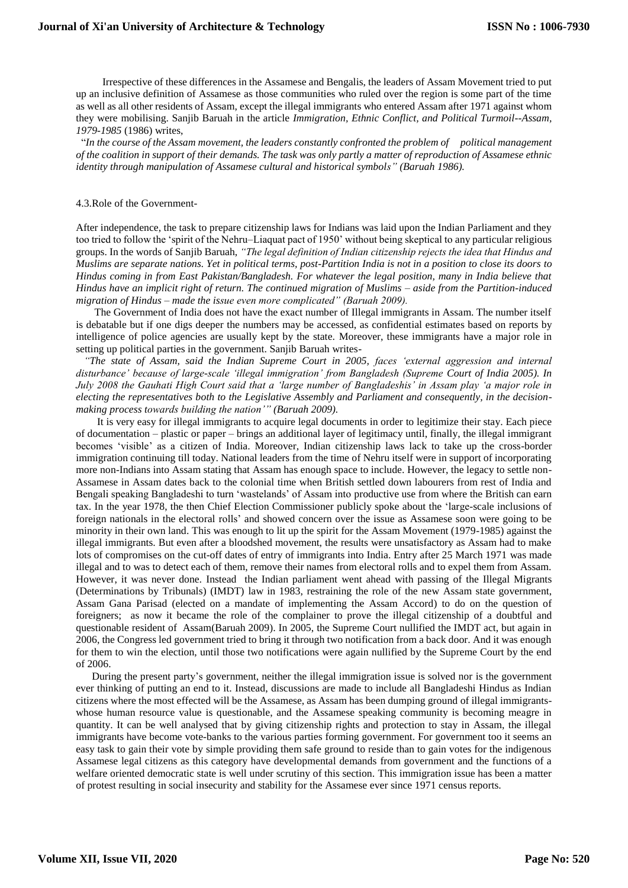Irrespective of these differences in the Assamese and Bengalis, the leaders of Assam Movement tried to put up an inclusive definition of Assamese as those communities who ruled over the region is some part of the time as well as all other residents of Assam, except the illegal immigrants who entered Assam after 1971 against whom they were mobilising. Sanjib Baruah in the article *Immigration, Ethnic Conflict, and Political Turmoil--Assam, 1979-1985* (1986) writes,

"*In the course of the Assam movement, the leaders constantly confronted the problem of political management of the coalition in support of their demands. The task was only partly a matter of reproduction of Assamese ethnic identity through manipulation of Assamese cultural and historical symbols" (Baruah 1986).*

### 4.3.Role of the Government-

After independence, the task to prepare citizenship laws for Indians was laid upon the Indian Parliament and they too tried to follow the 'spirit of the Nehru–Liaquat pact of 1950' without being skeptical to any particular religious groups. In the words of Sanjib Baruah, *"The legal definition of Indian citizenship rejects the idea that Hindus and Muslims are separate nations. Yet in political terms, post-Partition India is not in a position to close its doors to Hindus coming in from East Pakistan/Bangladesh. For whatever the legal position, many in India believe that Hindus have an implicit right of return. The continued migration of Muslims – aside from the Partition-induced migration of Hindus – made the issue even more complicated" (Baruah 2009).*

The Government of India does not have the exact number of Illegal immigrants in Assam. The number itself is debatable but if one digs deeper the numbers may be accessed, as confidential estimates based on reports by intelligence of police agencies are usually kept by the state. Moreover, these immigrants have a major role in setting up political parties in the government. Sanjib Baruah writes-

*"The state of Assam, said the Indian Supreme Court in 2005, faces 'external aggression and internal disturbance' because of large-scale 'illegal immigration' from Bangladesh (Supreme Court of India 2005). In July 2008 the Gauhati High Court said that a 'large number of Bangladeshis' in Assam play 'a major role in electing the representatives both to the Legislative Assembly and Parliament and consequently, in the decision-making process towards building the nation'" (Baruah 2009).*

It is very easy for illegal immigrants to acquire legal documents in order to legitimize their stay. Each piece of documentation – plastic or paper – brings an additional layer of legitimacy until, finally, the illegal immigrant becomes 'visible' as a citizen of India. Moreover, Indian citizenship laws lack to take up the cross-border immigration continuing till today. National leaders from the time of Nehru itself were in support of incorporating more non-Indians into Assam stating that Assam has enough space to include. However, the legacy to settle non-Assamese in Assam dates back to the colonial time when British settled down labourers from rest of India and Bengali speaking Bangladeshi to turn 'wastelands' of Assam into productive use from where the British can earn tax. In the year 1978, the then Chief Election Commissioner publicly spoke about the 'large-scale inclusions of foreign nationals in the electoral rolls' and showed concern over the issue as Assamese soon were going to be minority in their own land. This was enough to lit up the spirit for the Assam Movement (1979-1985) against the illegal immigrants. But even after a bloodshed movement, the results were unsatisfactory as Assam had to make lots of compromises on the cut-off dates of entry of immigrants into India. Entry after 25 March 1971 was made illegal and to was to detect each of them, remove their names from electoral rolls and to expel them from Assam. However, it was never done. Instead the Indian parliament went ahead with passing of the Illegal Migrants (Determinations by Tribunals) (IMDT) law in 1983, restraining the role of the new Assam state government, Assam Gana Parisad (elected on a mandate of implementing the Assam Accord) to do on the question of foreigners; as now it became the role of the complainer to prove the illegal citizenship of a doubtful and questionable resident of Assam(Baruah 2009). In 2005, the Supreme Court nullified the IMDT act, but again in 2006, the Congress led government tried to bring it through two notification from a back door. And it was enough for them to win the election, until those two notifications were again nullified by the Supreme Court by the end of 2006.

During the present party's government, neither the illegal immigration issue is solved nor is the government ever thinking of putting an end to it. Instead, discussions are made to include all Bangladeshi Hindus as Indian citizens where the most effected will be the Assamese, as Assam has been dumping ground of illegal immigrants-whose human resource value is questionable, and the Assamese speaking community is becoming meagre in quantity. It can be well analysed that by giving citizenship rights and protection to stay in Assam, the illegal immigrants have become vote-banks to the various parties forming government. For government too it seems an easy task to gain their vote by simple providing them safe ground to reside than to gain votes for the indigenous Assamese legal citizens as this category have developmental demands from government and the functions of a welfare oriented democratic state is well under scrutiny of this section. This immigration issue has been a matter of protest resulting in social insecurity and stability for the Assamese ever since 1971 census reports.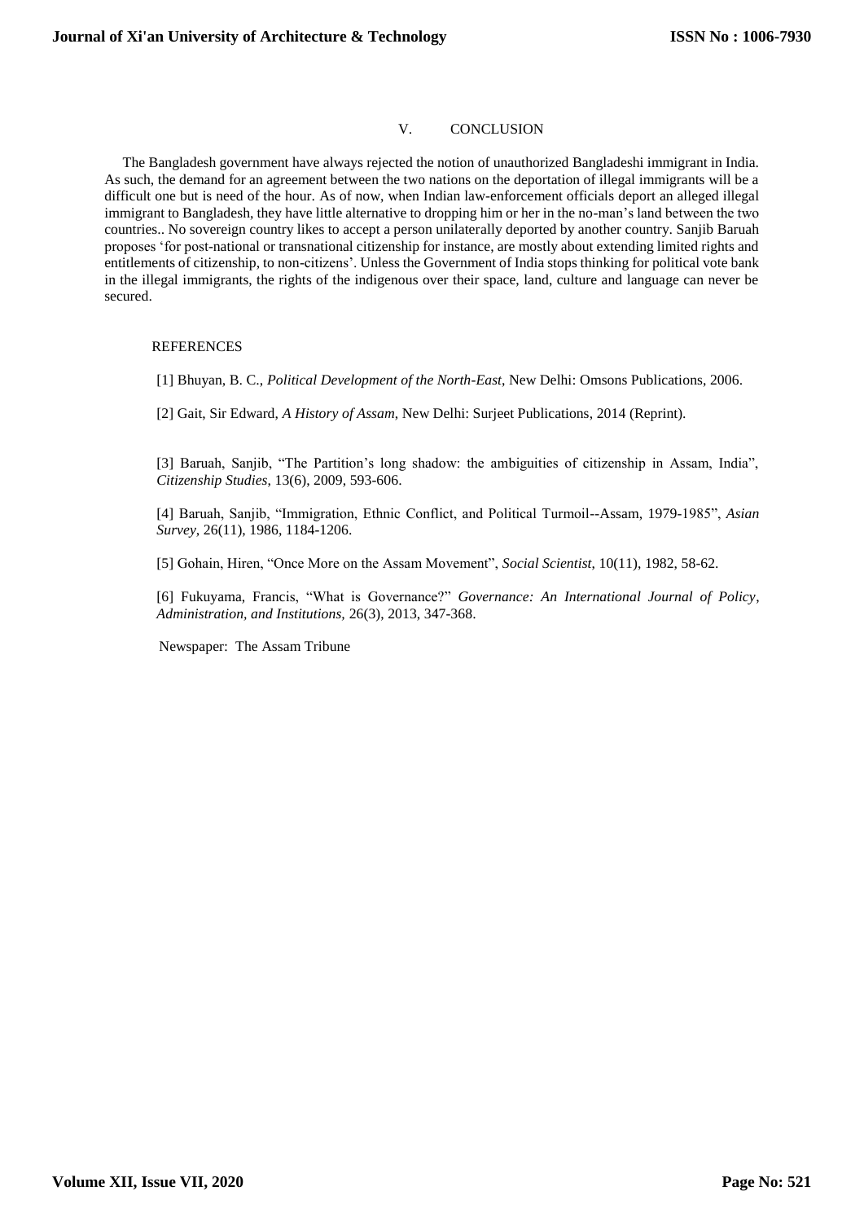## V. CONCLUSION

The Bangladesh government have always rejected the notion of unauthorized Bangladeshi immigrant in India. As such, the demand for an agreement between the two nations on the deportation of illegal immigrants will be a difficult one but is need of the hour. As of now, when Indian law-enforcement officials deport an alleged illegal immigrant to Bangladesh, they have little alternative to dropping him or her in the no-man's land between the two countries.. No sovereign country likes to accept a person unilaterally deported by another country. Sanjib Baruah proposes 'for post-national or transnational citizenship for instance, are mostly about extending limited rights and entitlements of citizenship, to non-citizens'. Unless the Government of India stops thinking for political vote bank in the illegal immigrants, the rights of the indigenous over their space, land, culture and language can never be secured.

## REFERENCES

[1] Bhuyan, B. C., *Political Development of the North-East*, New Delhi: Omsons Publications, 2006.

[2] Gait, Sir Edward, *A History of Assam*, New Delhi: Surjeet Publications, 2014 (Reprint).

[3] Baruah, Sanjib, "The Partition's long shadow: the ambiguities of citizenship in Assam, India", *Citizenship Studies*, 13(6), 2009, 593-606.

[4] Baruah, Sanjib, "Immigration, Ethnic Conflict, and Political Turmoil--Assam, 1979-1985", *Asian Survey*, 26(11), 1986, 1184-1206.

[5] Gohain, Hiren, "Once More on the Assam Movement", *Social Scientist*, 10(11), 1982, 58-62.

[6] Fukuyama, Francis, "What is Governance?" *Governance: An International Journal of Policy, Administration, and Institutions,* 26(3), 2013, 347-368.

Newspaper: The Assam Tribune